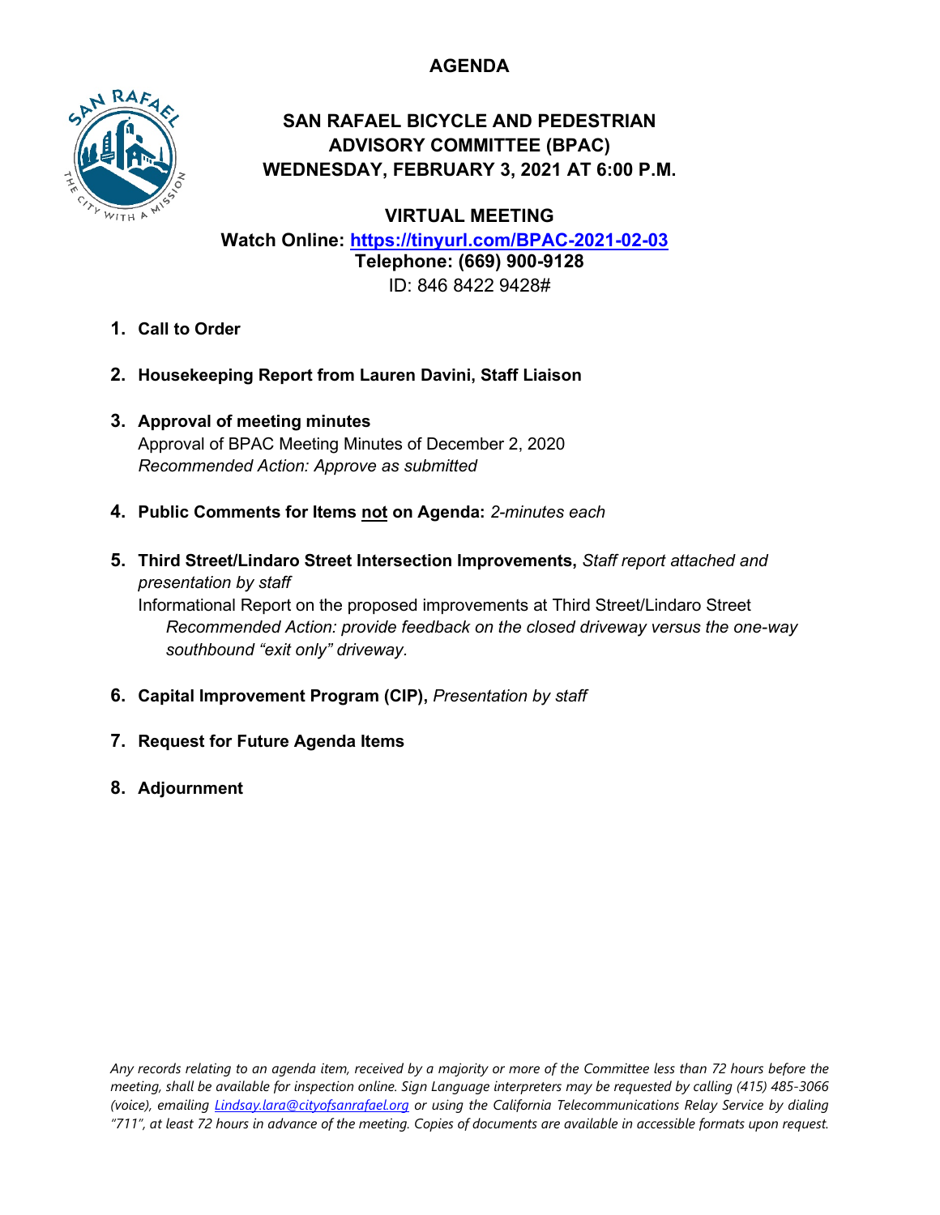# AGENDA

## SAN RAFAEL BICYCLE AND PEDESTRIAN ADVISORY COMMITTEE (BPAC)
## WEDNESDAY, FEBRUARY 3, 2021 AT 6:00 P.M.

### VIRTUAL MEETING

**Watch Online: [https://tinyurl.com/BPAC-2021-02-03](https://tinyurl.com/BPAC-2021-02-03)**
**Telephone: (669) 900-9128**
ID: 846 8422 9428#

1. **Call to Order**

2. **Housekeeping Report from Lauren Davini, Staff Liaison**

3. **Approval of meeting minutes**
   Approval of BPAC Meeting Minutes of December 2, 2020
   *Recommended Action: Approve as submitted*

4. **Public Comments for Items <u>not</u> on Agenda:** *2-minutes each*

5. **Third Street/Lindaro Street Intersection Improvements,** *Staff report attached and presentation by staff*
   Informational Report on the proposed improvements at Third Street/Lindaro Street
   *Recommended Action: provide feedback on the closed driveway versus the one-way southbound "exit only" driveway.*

6. **Capital Improvement Program (CIP),** *Presentation by staff*

7. **Request for Future Agenda Items**

8. **Adjournment**

*Any records relating to an agenda item, received by a majority or more of the Committee less than 72 hours before the meeting, shall be available for inspection online. Sign Language interpreters may be requested by calling (415) 485-3066 (voice), emailing [Lindsay.lara@cityofsanrafael.org](mailto:Lindsay.lara@cityofsanrafael.org) or using the California Telecommunications Relay Service by dialing "711", at least 72 hours in advance of the meeting. Copies of documents are available in accessible formats upon request.*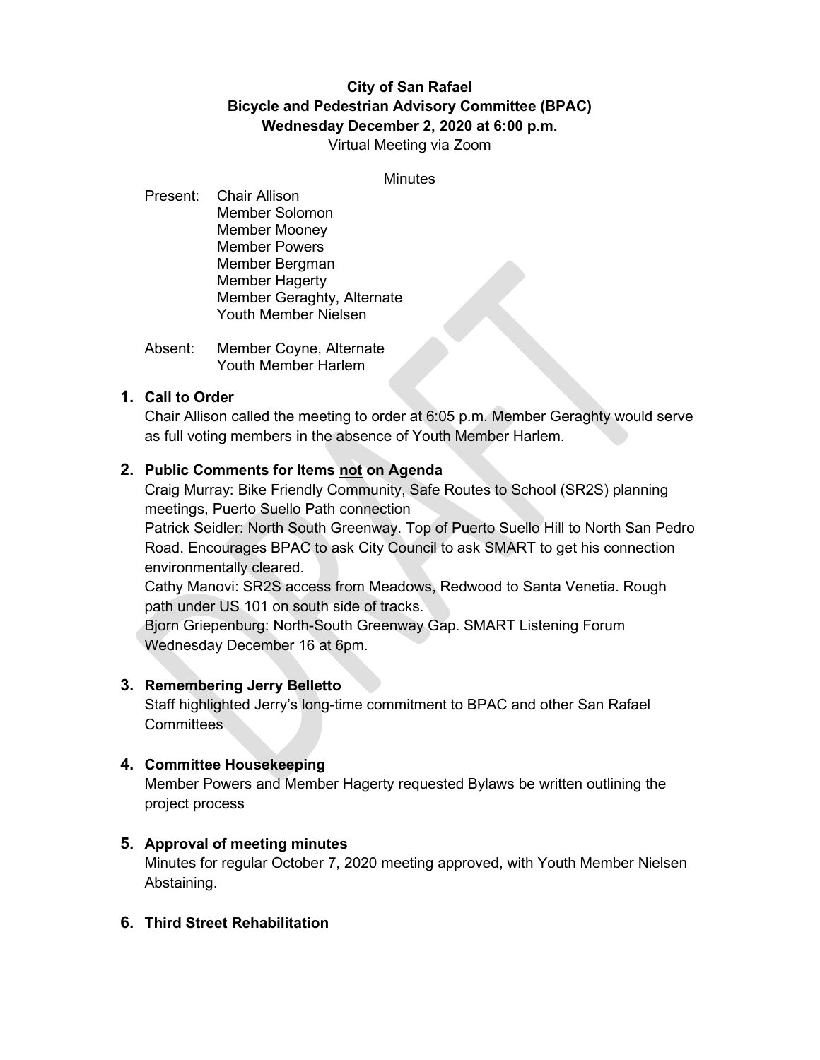**City of San Rafael**
**Bicycle and Pedestrian Advisory Committee (BPAC)**
**Wednesday December 2, 2020 at 6:00 p.m.**
Virtual Meeting via Zoom

Minutes

Present: Chair Allison
Member Solomon
Member Mooney
Member Powers
Member Bergman
Member Hagerty
Member Geraghty, Alternate
Youth Member Nielsen

Absent: Member Coyne, Alternate
Youth Member Harlem

1. **Call to Order**
   Chair Allison called the meeting to order at 6:05 p.m. Member Geraghty would serve as full voting members in the absence of Youth Member Harlem.

2. **Public Comments for Items not on Agenda**
   Craig Murray: Bike Friendly Community, Safe Routes to School (SR2S) planning meetings, Puerto Suello Path connection
   Patrick Seidler: North South Greenway. Top of Puerto Suello Hill to North San Pedro Road. Encourages BPAC to ask City Council to ask SMART to get his connection environmentally cleared.
   Cathy Manovi: SR2S access from Meadows, Redwood to Santa Venetia. Rough path under US 101 on south side of tracks.
   Bjorn Griepenburg: North-South Greenway Gap. SMART Listening Forum Wednesday December 16 at 6pm.

3. **Remembering Jerry Belletto**
   Staff highlighted Jerry's long-time commitment to BPAC and other San Rafael Committees

4. **Committee Housekeeping**
   Member Powers and Member Hagerty requested Bylaws be written outlining the project process

5. **Approval of meeting minutes**
   Minutes for regular October 7, 2020 meeting approved, with Youth Member Nielsen Abstaining.

6. **Third Street Rehabilitation**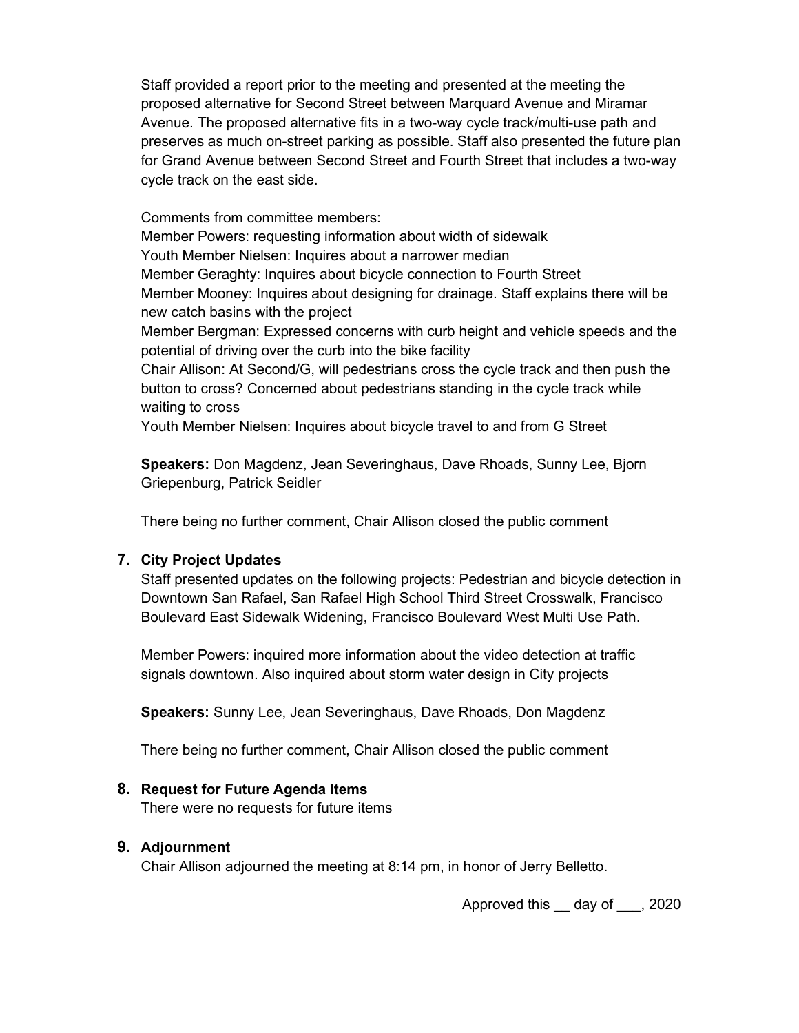Staff provided a report prior to the meeting and presented at the meeting the proposed alternative for Second Street between Marquard Avenue and Miramar Avenue. The proposed alternative fits in a two-way cycle track/multi-use path and preserves as much on-street parking as possible. Staff also presented the future plan for Grand Avenue between Second Street and Fourth Street that includes a two-way cycle track on the east side.

Comments from committee members:
Member Powers: requesting information about width of sidewalk
Youth Member Nielsen: Inquires about a narrower median
Member Geraghty: Inquires about bicycle connection to Fourth Street
Member Mooney: Inquires about designing for drainage. Staff explains there will be new catch basins with the project
Member Bergman: Expressed concerns with curb height and vehicle speeds and the potential of driving over the curb into the bike facility
Chair Allison: At Second/G, will pedestrians cross the cycle track and then push the button to cross? Concerned about pedestrians standing in the cycle track while waiting to cross
Youth Member Nielsen: Inquires about bicycle travel to and from G Street

**Speakers:** Don Magdenz, Jean Severinghaus, Dave Rhoads, Sunny Lee, Bjorn Griepenburg, Patrick Seidler

There being no further comment, Chair Allison closed the public comment

**7. City Project Updates**

Staff presented updates on the following projects: Pedestrian and bicycle detection in Downtown San Rafael, San Rafael High School Third Street Crosswalk, Francisco Boulevard East Sidewalk Widening, Francisco Boulevard West Multi Use Path.

Member Powers: inquired more information about the video detection at traffic signals downtown. Also inquired about storm water design in City projects

**Speakers:** Sunny Lee, Jean Severinghaus, Dave Rhoads, Don Magdenz

There being no further comment, Chair Allison closed the public comment

**8. Request for Future Agenda Items**

There were no requests for future items

**9. Adjournment**

Chair Allison adjourned the meeting at 8:14 pm, in honor of Jerry Belletto.

Approved this __ day of ___, 2020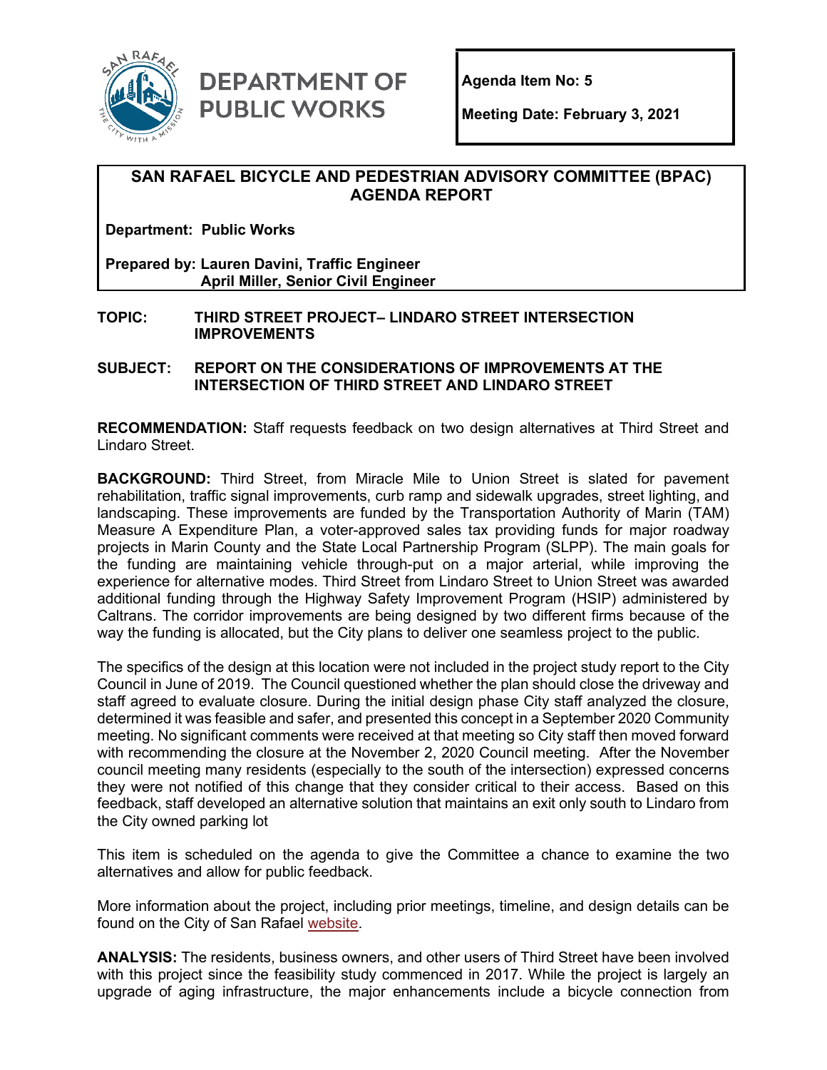**DEPARTMENT OF PUBLIC WORKS**

**Agenda Item No: 5**

**Meeting Date: February 3, 2021**

# SAN RAFAEL BICYCLE AND PEDESTRIAN ADVISORY COMMITTEE (BPAC) AGENDA REPORT

**Department: Public Works**

**Prepared by: Lauren Davini, Traffic Engineer**
**April Miller, Senior Civil Engineer**

**TOPIC: THIRD STREET PROJECT– LINDARO STREET INTERSECTION IMPROVEMENTS**

**SUBJECT: REPORT ON THE CONSIDERATIONS OF IMPROVEMENTS AT THE INTERSECTION OF THIRD STREET AND LINDARO STREET**

**RECOMMENDATION:** Staff requests feedback on two design alternatives at Third Street and Lindaro Street.

**BACKGROUND:** Third Street, from Miracle Mile to Union Street is slated for pavement rehabilitation, traffic signal improvements, curb ramp and sidewalk upgrades, street lighting, and landscaping. These improvements are funded by the Transportation Authority of Marin (TAM) Measure A Expenditure Plan, a voter-approved sales tax providing funds for major roadway projects in Marin County and the State Local Partnership Program (SLPP). The main goals for the funding are maintaining vehicle through-put on a major arterial, while improving the experience for alternative modes. Third Street from Lindaro Street to Union Street was awarded additional funding through the Highway Safety Improvement Program (HSIP) administered by Caltrans. The corridor improvements are being designed by two different firms because of the way the funding is allocated, but the City plans to deliver one seamless project to the public.

The specifics of the design at this location were not included in the project study report to the City Council in June of 2019. The Council questioned whether the plan should close the driveway and staff agreed to evaluate closure. During the initial design phase City staff analyzed the closure, determined it was feasible and safer, and presented this concept in a September 2020 Community meeting. No significant comments were received at that meeting so City staff then moved forward with recommending the closure at the November 2, 2020 Council meeting. After the November council meeting many residents (especially to the south of the intersection) expressed concerns they were not notified of this change that they consider critical to their access. Based on this feedback, staff developed an alternative solution that maintains an exit only south to Lindaro from the City owned parking lot

This item is scheduled on the agenda to give the Committee a chance to examine the two alternatives and allow for public feedback.

More information about the project, including prior meetings, timeline, and design details can be found on the City of San Rafael website.

**ANALYSIS:** The residents, business owners, and other users of Third Street have been involved with this project since the feasibility study commenced in 2017. While the project is largely an upgrade of aging infrastructure, the major enhancements include a bicycle connection from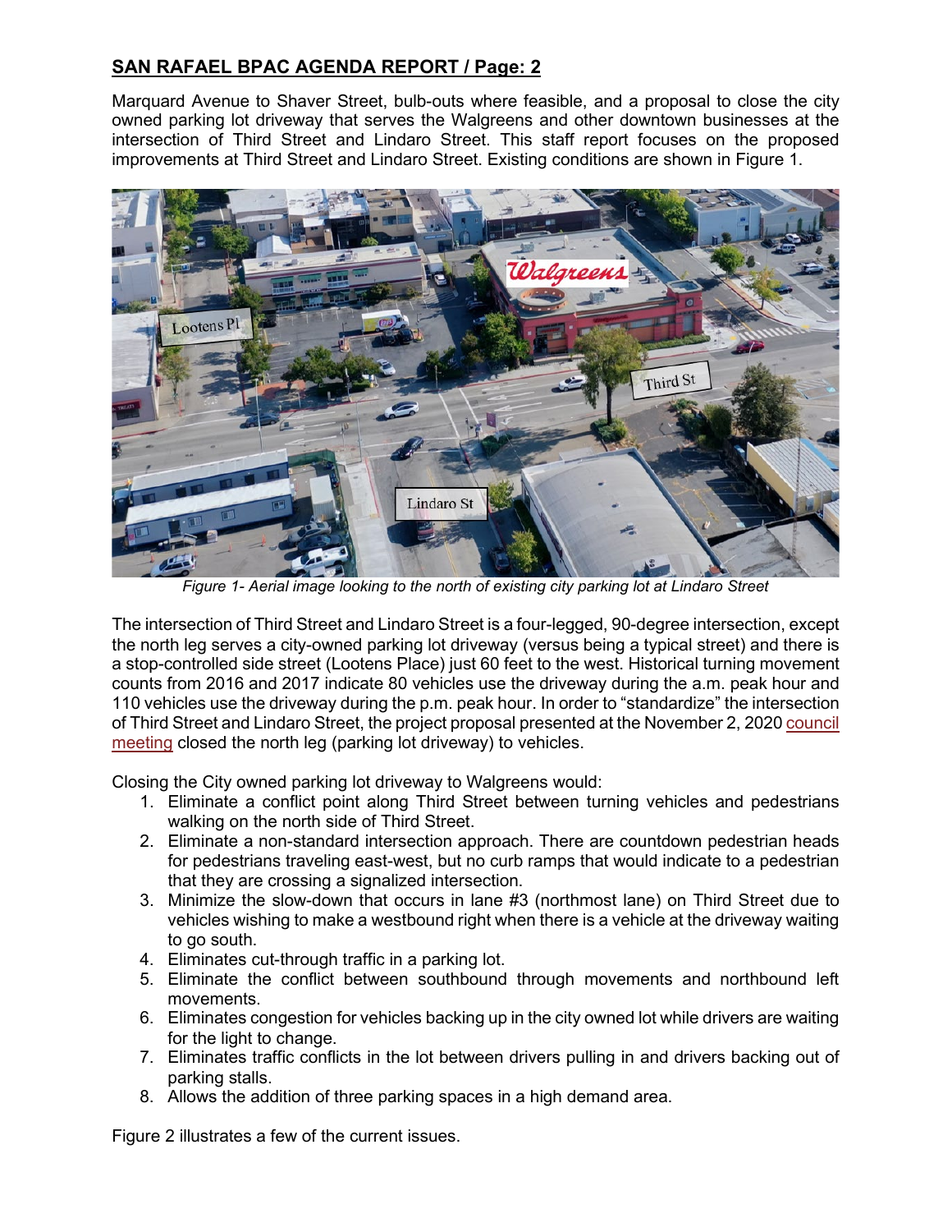## SAN RAFAEL BPAC AGENDA REPORT / Page: 2

Marquard Avenue to Shaver Street, bulb-outs where feasible, and a proposal to close the city owned parking lot driveway that serves the Walgreens and other downtown businesses at the intersection of Third Street and Lindaro Street. This staff report focuses on the proposed improvements at Third Street and Lindaro Street. Existing conditions are shown in Figure 1.

*Figure 1- Aerial image looking to the north of existing city parking lot at Lindaro Street*

The intersection of Third Street and Lindaro Street is a four-legged, 90-degree intersection, except the north leg serves a city-owned parking lot driveway (versus being a typical street) and there is a stop-controlled side street (Lootens Place) just 60 feet to the west. Historical turning movement counts from 2016 and 2017 indicate 80 vehicles use the driveway during the a.m. peak hour and 110 vehicles use the driveway during the p.m. peak hour. In order to "standardize" the intersection of Third Street and Lindaro Street, the project proposal presented at the November 2, 2020 council meeting closed the north leg (parking lot driveway) to vehicles.

Closing the City owned parking lot driveway to Walgreens would:

1. Eliminate a conflict point along Third Street between turning vehicles and pedestrians walking on the north side of Third Street.
2. Eliminate a non-standard intersection approach. There are countdown pedestrian heads for pedestrians traveling east-west, but no curb ramps that would indicate to a pedestrian that they are crossing a signalized intersection.
3. Minimize the slow-down that occurs in lane #3 (northmost lane) on Third Street due to vehicles wishing to make a westbound right when there is a vehicle at the driveway waiting to go south.
4. Eliminates cut-through traffic in a parking lot.
5. Eliminate the conflict between southbound through movements and northbound left movements.
6. Eliminates congestion for vehicles backing up in the city owned lot while drivers are waiting for the light to change.
7. Eliminates traffic conflicts in the lot between drivers pulling in and drivers backing out of parking stalls.
8. Allows the addition of three parking spaces in a high demand area.

Figure 2 illustrates a few of the current issues.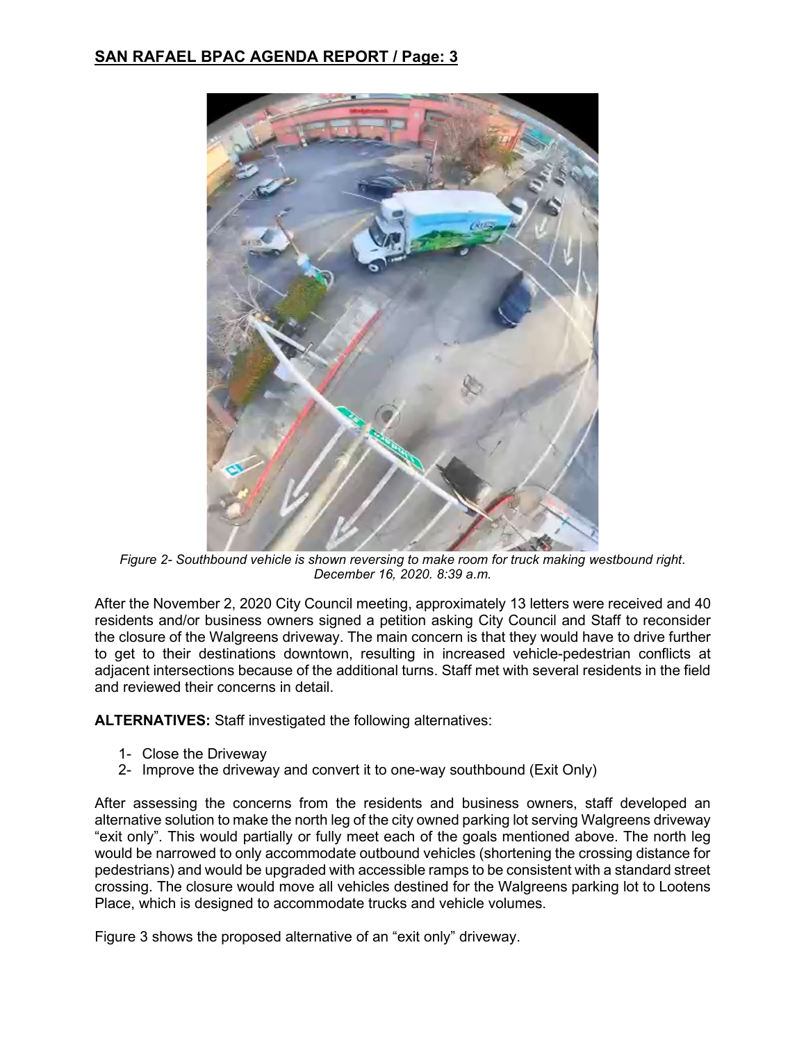*Figure 2- Southbound vehicle is shown reversing to make room for truck making westbound right. December 16, 2020. 8:39 a.m.*

After the November 2, 2020 City Council meeting, approximately 13 letters were received and 40 residents and/or business owners signed a petition asking City Council and Staff to reconsider the closure of the Walgreens driveway. The main concern is that they would have to drive further to get to their destinations downtown, resulting in increased vehicle-pedestrian conflicts at adjacent intersections because of the additional turns. Staff met with several residents in the field and reviewed their concerns in detail.

**ALTERNATIVES:** Staff investigated the following alternatives:

1- Close the Driveway
2- Improve the driveway and convert it to one-way southbound (Exit Only)

After assessing the concerns from the residents and business owners, staff developed an alternative solution to make the north leg of the city owned parking lot serving Walgreens driveway "exit only". This would partially or fully meet each of the goals mentioned above. The north leg would be narrowed to only accommodate outbound vehicles (shortening the crossing distance for pedestrians) and would be upgraded with accessible ramps to be consistent with a standard street crossing. The closure would move all vehicles destined for the Walgreens parking lot to Lootens Place, which is designed to accommodate trucks and vehicle volumes.

Figure 3 shows the proposed alternative of an "exit only" driveway.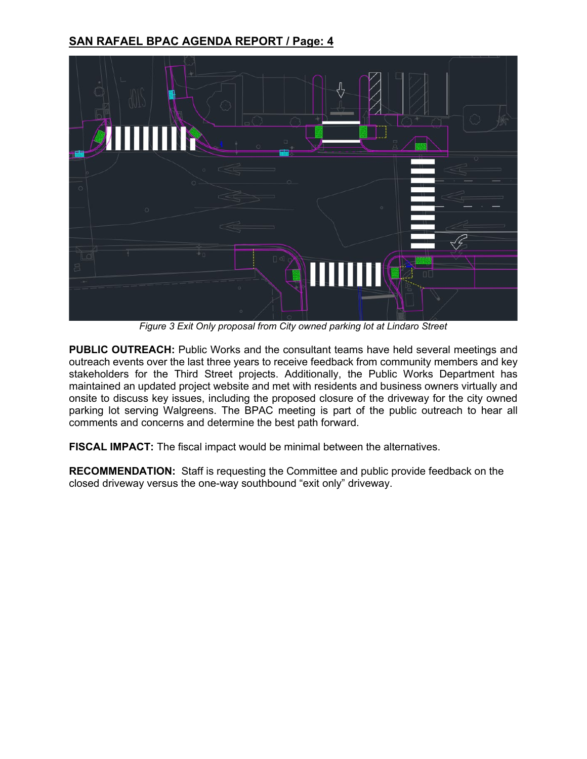*Figure 3 Exit Only proposal from City owned parking lot at Lindaro Street*

**PUBLIC OUTREACH:** Public Works and the consultant teams have held several meetings and outreach events over the last three years to receive feedback from community members and key stakeholders for the Third Street projects. Additionally, the Public Works Department has maintained an updated project website and met with residents and business owners virtually and onsite to discuss key issues, including the proposed closure of the driveway for the city owned parking lot serving Walgreens. The BPAC meeting is part of the public outreach to hear all comments and concerns and determine the best path forward.

**FISCAL IMPACT:** The fiscal impact would be minimal between the alternatives.

**RECOMMENDATION:** Staff is requesting the Committee and public provide feedback on the closed driveway versus the one-way southbound "exit only" driveway.